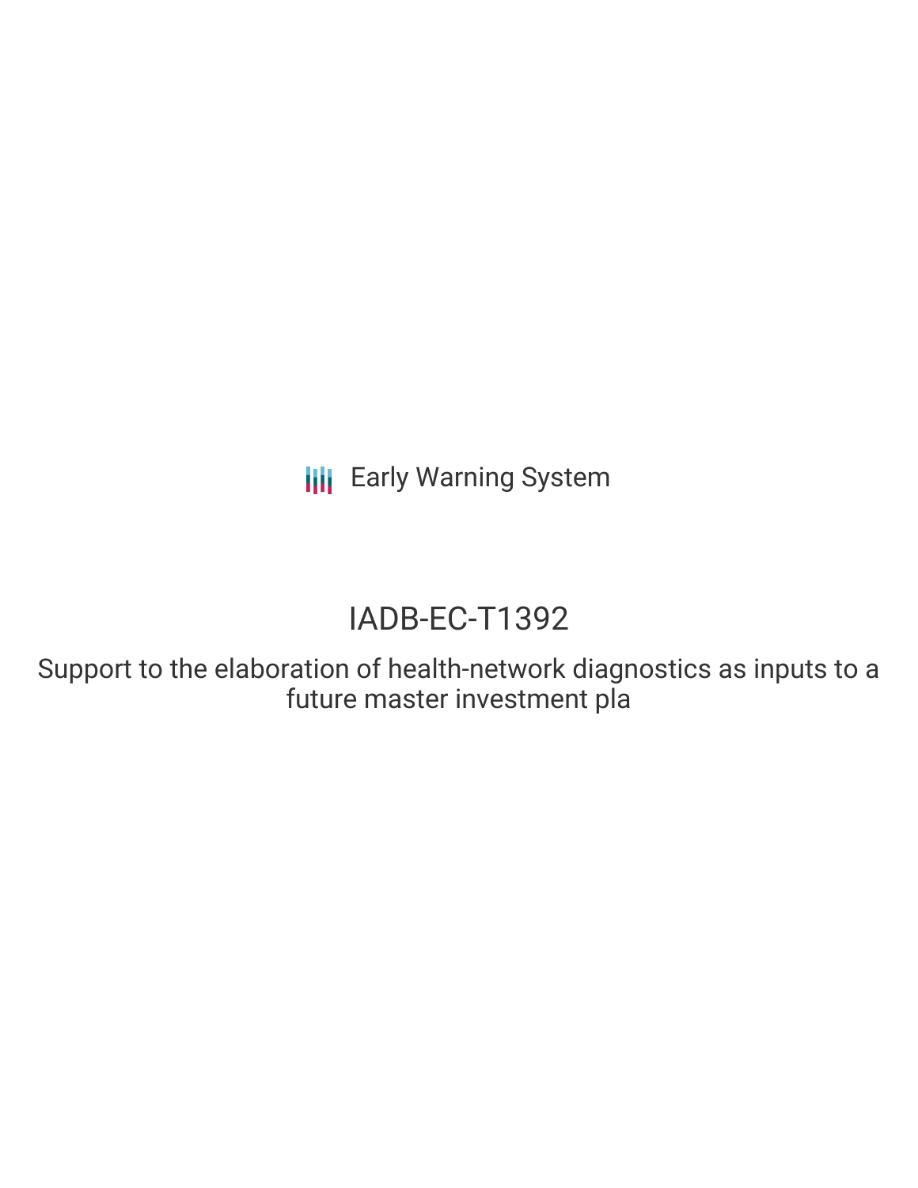Early Warning System

# IADB-EC-T1392

Support to the elaboration of health-network diagnostics as inputs to a future master investment pla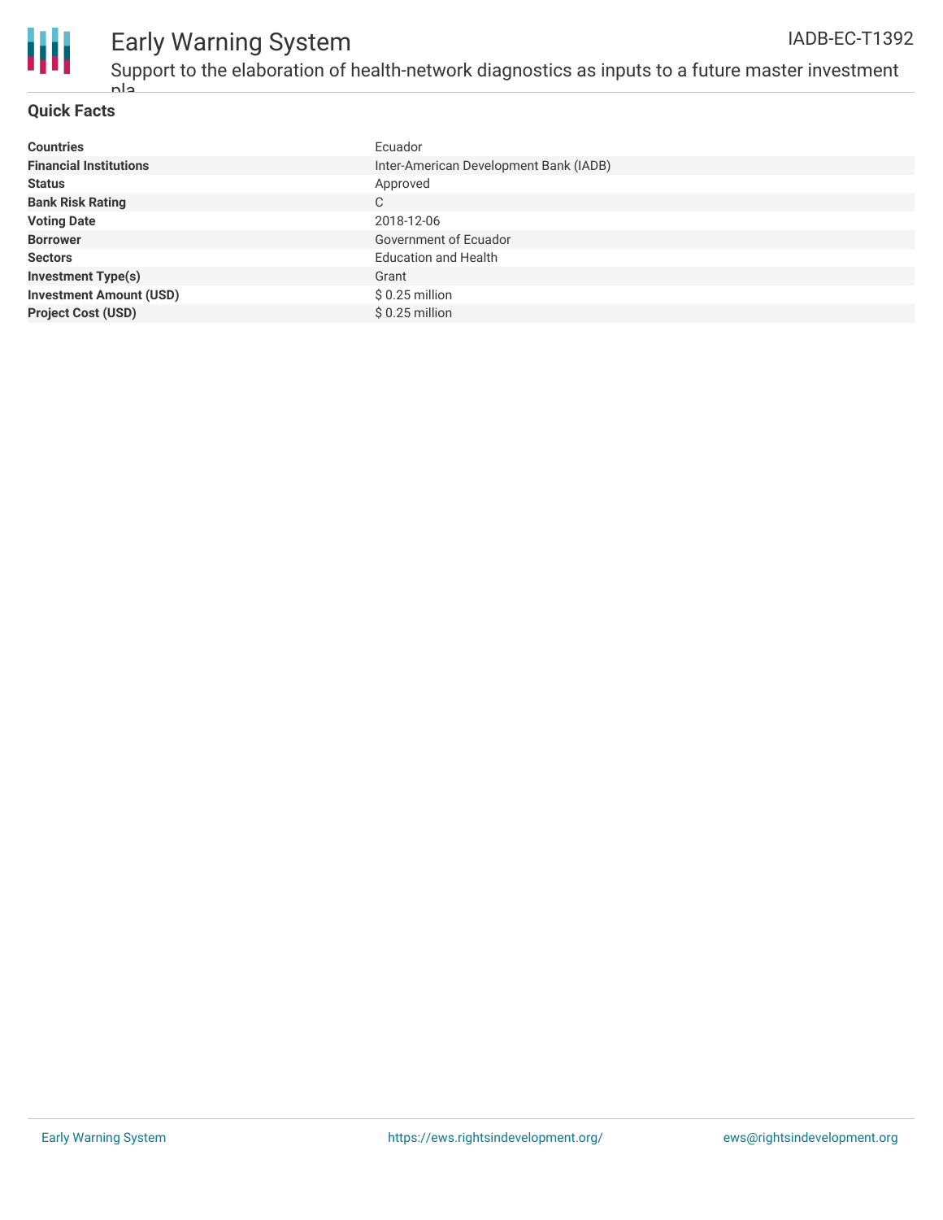# Early Warning System

IADB-EC-T1392

Support to the elaboration of health-network diagnostics as inputs to a future master investment pla

## Quick Facts

| | |
|---|---|
| **Countries** | Ecuador |
| **Financial Institutions** | Inter-American Development Bank (IADB) |
| **Status** | Approved |
| **Bank Risk Rating** | C |
| **Voting Date** | 2018-12-06 |
| **Borrower** | Government of Ecuador |
| **Sectors** | Education and Health |
| **Investment Type(s)** | Grant |
| **Investment Amount (USD)** | $ 0.25 million |
| **Project Cost (USD)** | $ 0.25 million |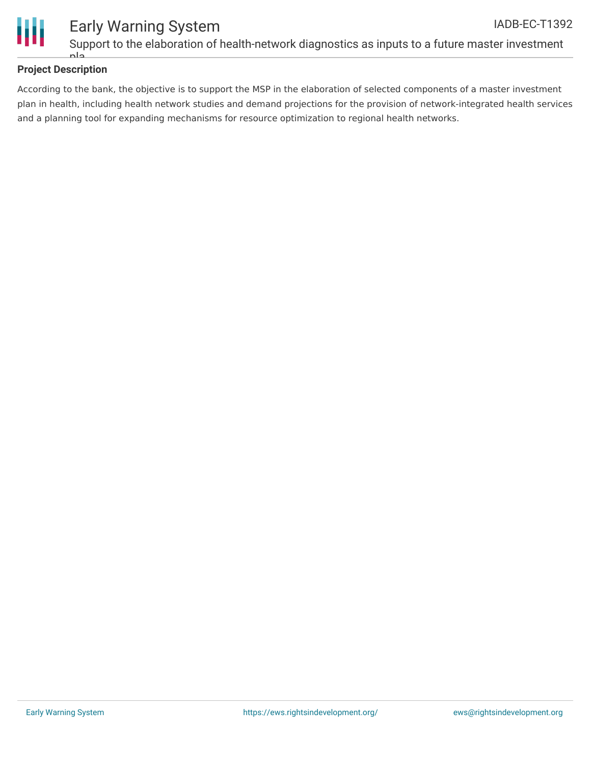## Project Description

According to the bank, the objective is to support the MSP in the elaboration of selected components of a master investment plan in health, including health network studies and demand projections for the provision of network-integrated health services and a planning tool for expanding mechanisms for resource optimization to regional health networks.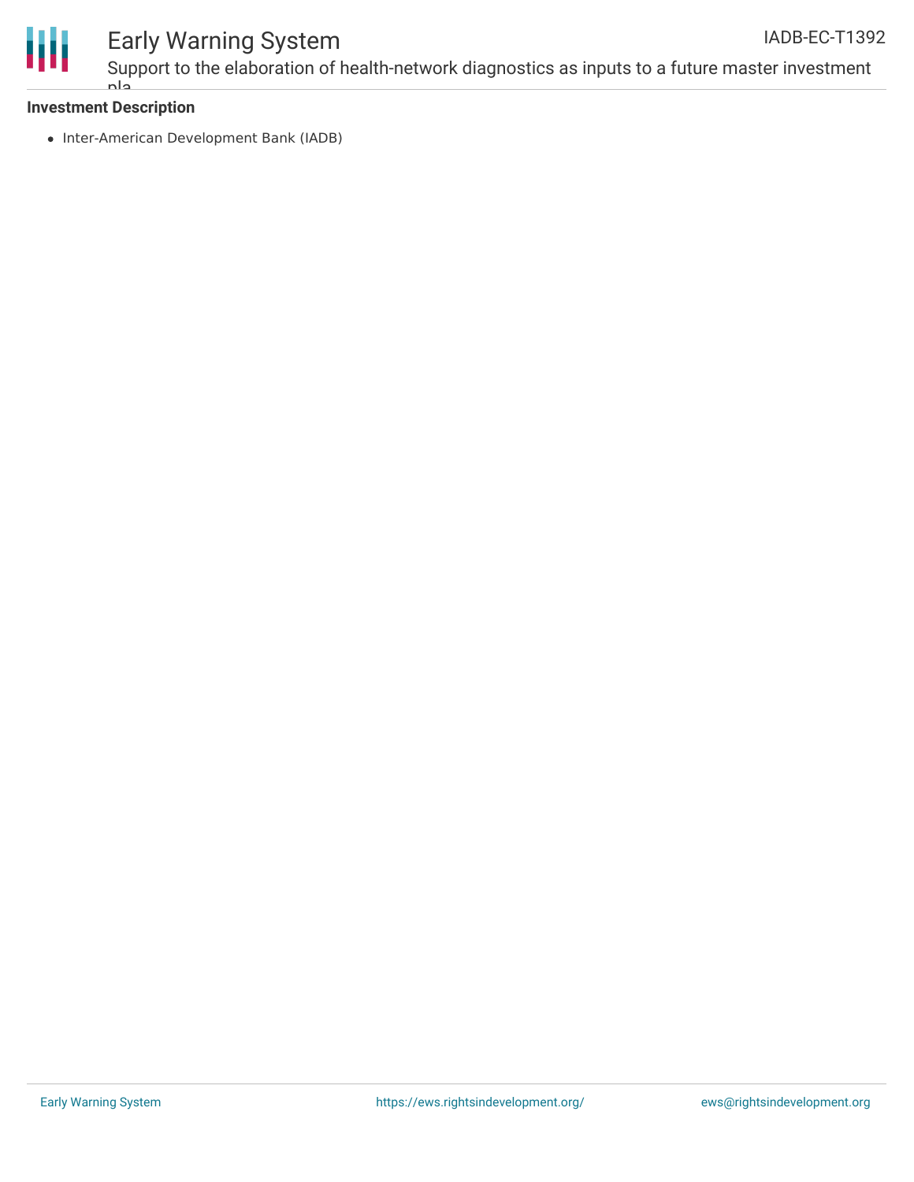**Investment Description**

- Inter-American Development Bank (IADB)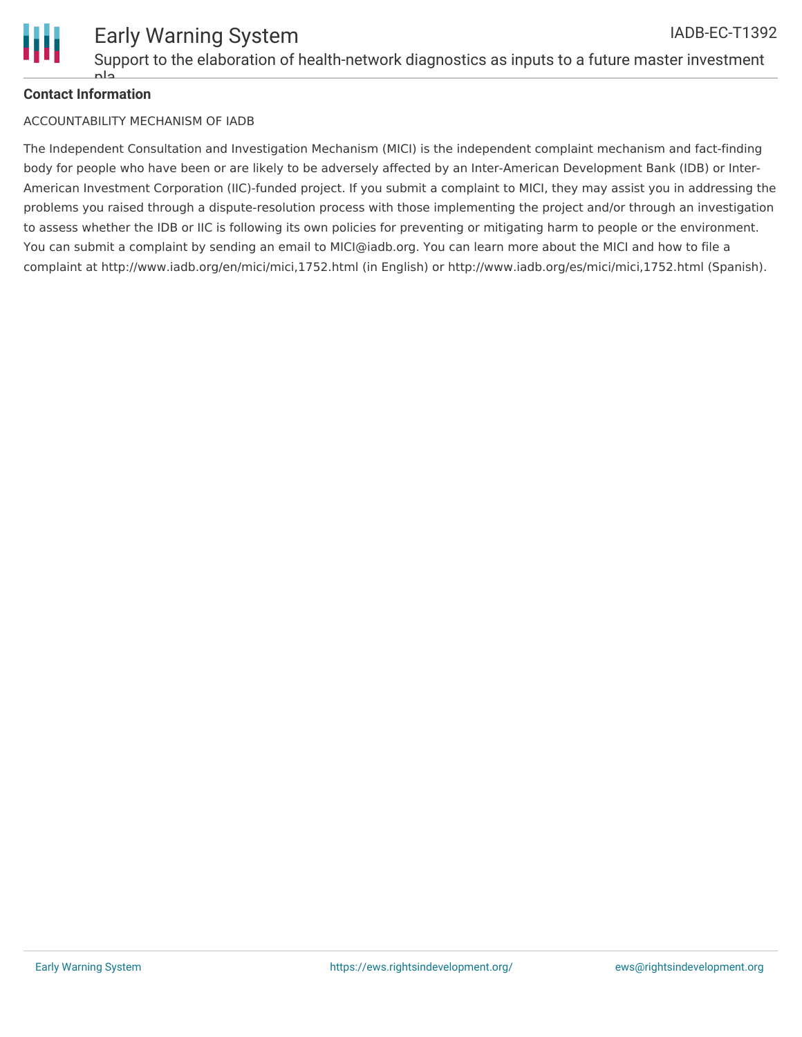**Contact Information**

ACCOUNTABILITY MECHANISM OF IADB

The Independent Consultation and Investigation Mechanism (MICI) is the independent complaint mechanism and fact-finding body for people who have been or are likely to be adversely affected by an Inter-American Development Bank (IDB) or Inter-American Investment Corporation (IIC)-funded project. If you submit a complaint to MICI, they may assist you in addressing the problems you raised through a dispute-resolution process with those implementing the project and/or through an investigation to assess whether the IDB or IIC is following its own policies for preventing or mitigating harm to people or the environment. You can submit a complaint by sending an email to MICI@iadb.org. You can learn more about the MICI and how to file a complaint at http://www.iadb.org/en/mici/mici,1752.html (in English) or http://www.iadb.org/es/mici/mici,1752.html (Spanish).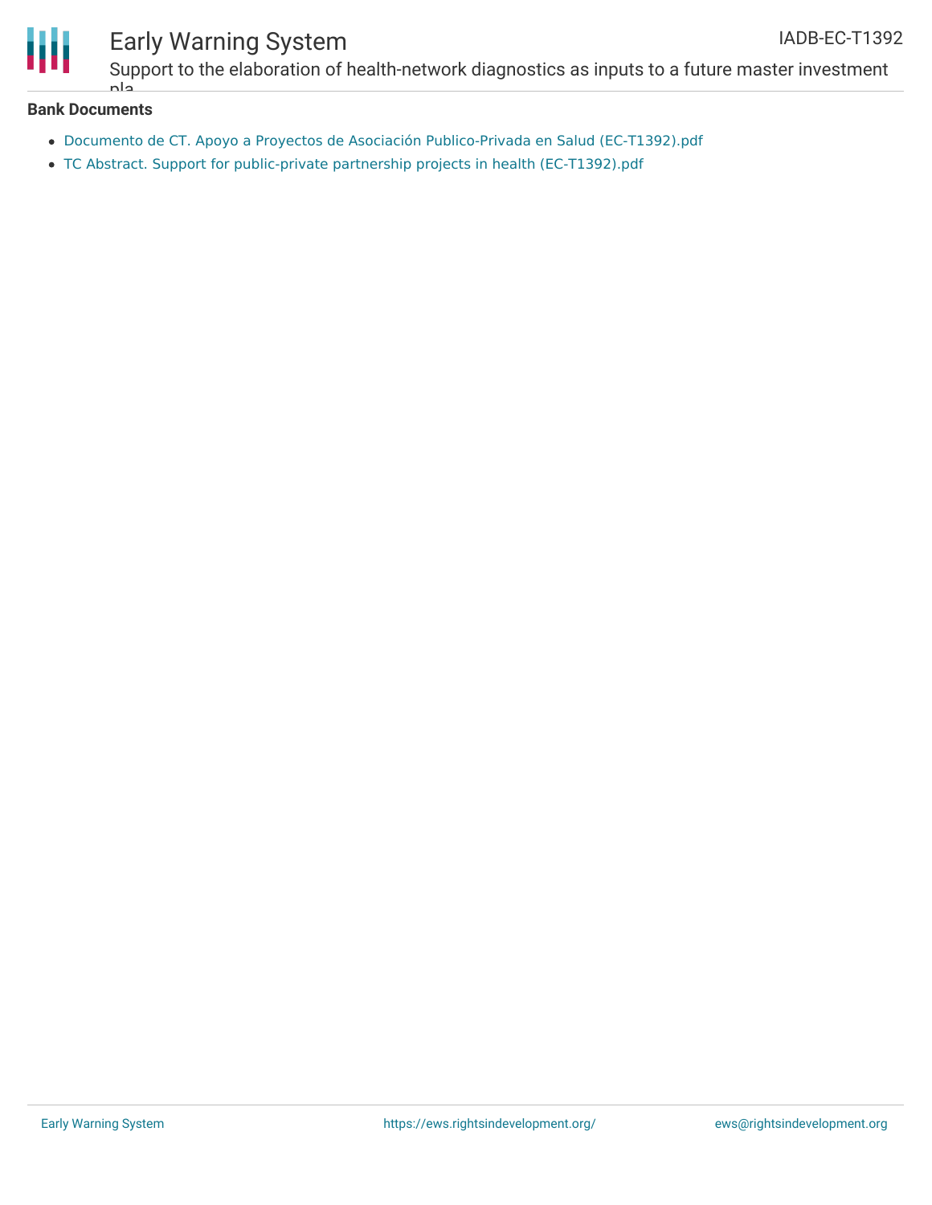## Bank Documents

- Documento de CT. Apoyo a Proyectos de Asociación Publico-Privada en Salud (EC-T1392).pdf
- TC Abstract. Support for public-private partnership projects in health (EC-T1392).pdf